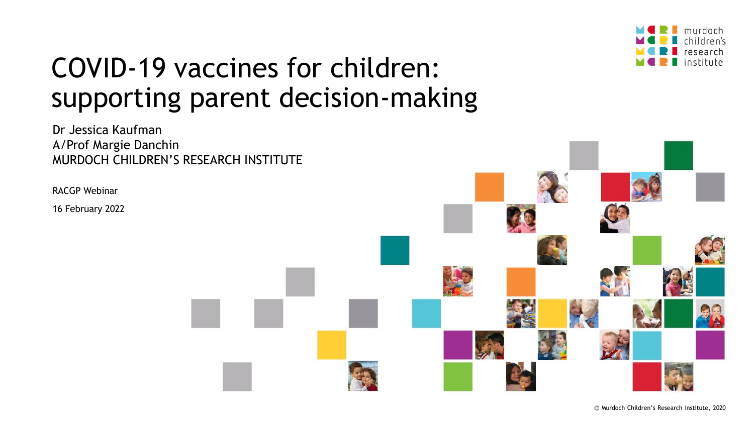# COVID-19 vaccines for children: supporting parent decision-making

Dr Jessica Kaufman

A/Prof Margie Danchin

MURDOCH CHILDREN'S RESEARCH INSTITUTE

RACGP Webinar

16 February 2022

© Murdoch Children's Research Institute, 2020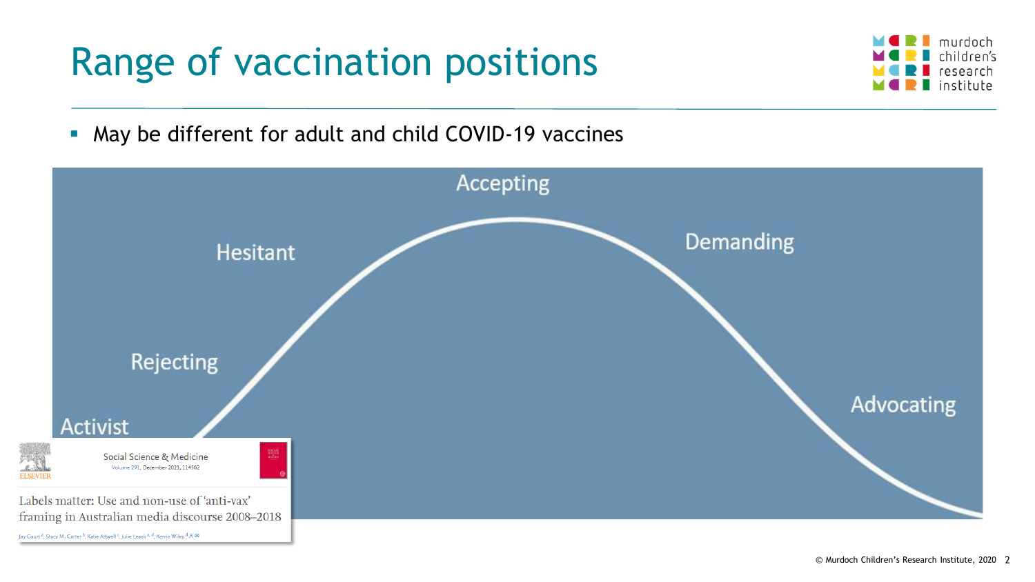# Range of vaccination positions

- May be different for adult and child COVID-19 vaccines

Activist

Rejecting

Hesitant

Accepting

Demanding

Advocating

Social Science & Medicine
Volume 291, December 2021, 114502

Labels matter: Use and non-use of 'anti-vax' framing in Australian media discourse 2008–2018

Jay Court[a], Stacy M. Carter[b], Katie Attwell[c], Julie Leask[a,d], Kerrie Wiley[d]

© Murdoch Children's Research Institute, 2020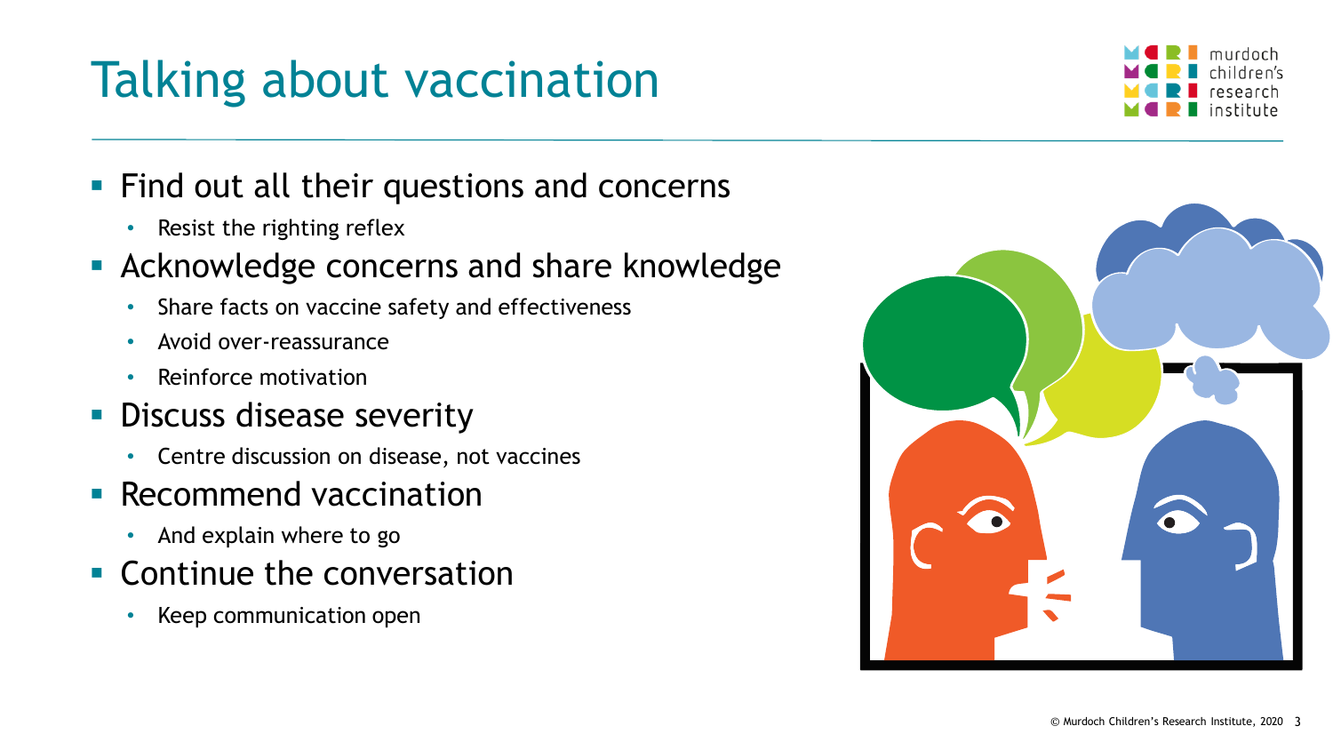# Talking about vaccination

- Find out all their questions and concerns
  - Resist the righting reflex
- Acknowledge concerns and share knowledge
  - Share facts on vaccine safety and effectiveness
  - Avoid over-reassurance
  - Reinforce motivation
- Discuss disease severity
  - Centre discussion on disease, not vaccines
- Recommend vaccination
  - And explain where to go
- Continue the conversation
  - Keep communication open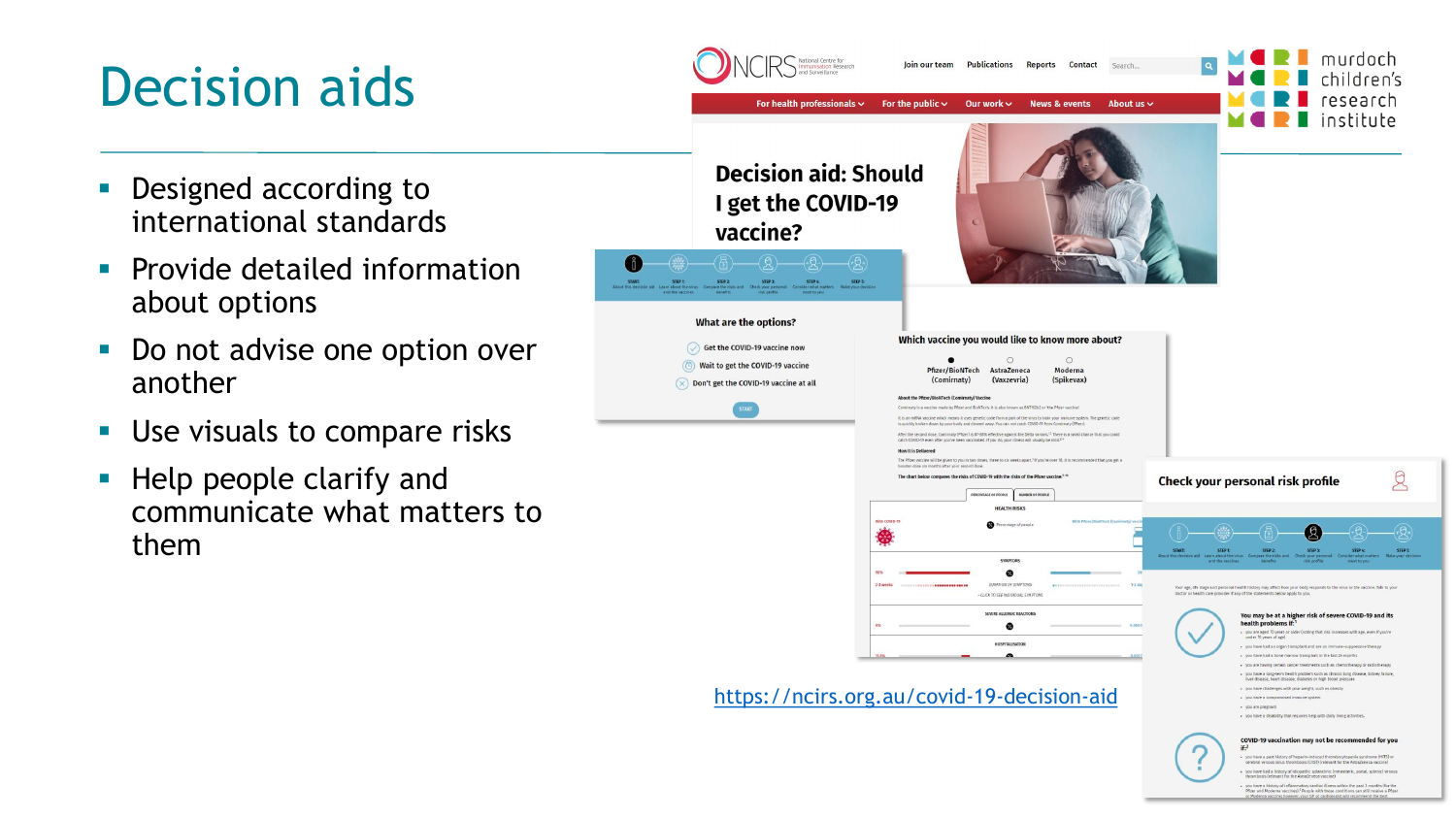# Decision aids

- Designed according to international standards
- Provide detailed information about options
- Do not advise one option over another
- Use visuals to compare risks
- Help people clarify and communicate what matters to them

https://ncirs.org.au/covid-19-decision-aid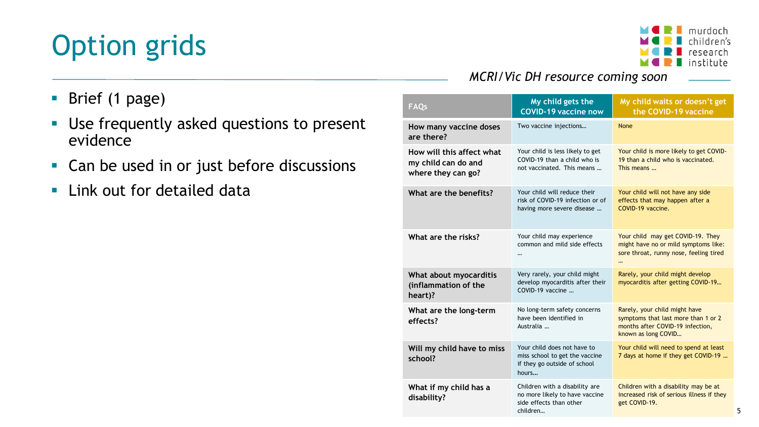# Option grids

*MCRI/Vic DH resource coming soon*

- Brief (1 page)
- Use frequently asked questions to present evidence
- Can be used in or just before discussions
- Link out for detailed data

| FAQs | My child gets the COVID-19 vaccine now | My child waits or doesn't get the COVID-19 vaccine |
|---|---|---|
| How many vaccine doses are there? | Two vaccine injections… | None |
| How will this affect what my child can do and where they can go? | Your child is less likely to get COVID-19 than a child who is not vaccinated. This means … | Your child is more likely to get COVID-19 than a child who is vaccinated. This means … |
| What are the benefits? | Your child will reduce their risk of COVID-19 infection or of having more severe disease … | Your child will not have any side effects that may happen after a COVID-19 vaccine. |
| What are the risks? | Your child may experience common and mild side effects … | Your child may get COVID-19. They might have no or mild symptoms like: sore throat, runny nose, feeling tired … |
| What about myocarditis (inflammation of the heart)? | Very rarely, your child might develop myocarditis after their COVID-19 vaccine … | Rarely, your child might develop myocarditis after getting COVID-19… |
| What are the long-term effects? | No long-term safety concerns have been identified in Australia … | Rarely, your child might have symptoms that last more than 1 or 2 months after COVID-19 infection, known as long COVID… |
| Will my child have to miss school? | Your child does not have to miss school to get the vaccine if they go outside of school hours… | Your child will need to spend at least 7 days at home if they get COVID-19 … |
| What if my child has a disability? | Children with a disability are no more likely to have vaccine side effects than other children… | Children with a disability may be at increased risk of serious illness if they get COVID-19. |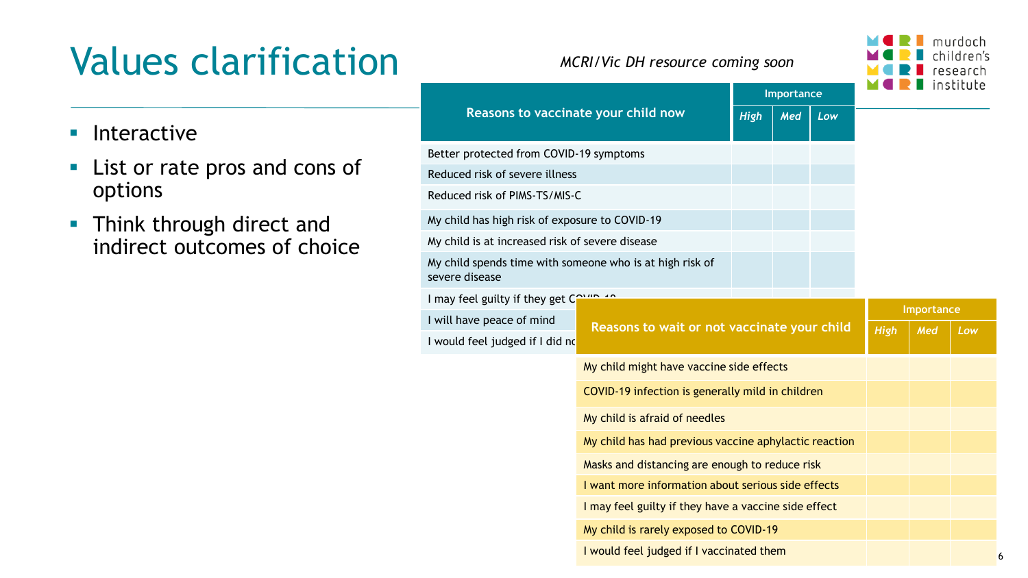# Values clarification

*MCRI/Vic DH resource coming soon*

- Interactive
- List or rate pros and cons of options
- Think through direct and indirect outcomes of choice

| Reasons to vaccinate your child now | Importance | | |
|---|---|---|---|
| | *High* | *Med* | *Low* |
| Better protected from COVID-19 symptoms | | | |
| Reduced risk of severe illness | | | |
| Reduced risk of PIMS-TS/MIS-C | | | |
| My child has high risk of exposure to COVID-19 | | | |
| My child is at increased risk of severe disease | | | |
| My child spends time with someone who is at high risk of severe disease | | | |
| I may feel guilty if they get C | | | |
| I will have peace of mind | | | |
| I would feel judged if I did no | | | |

| Reasons to wait or not vaccinate your child | Importance | | |
|---|---|---|---|
| | *High* | *Med* | *Low* |
| My child might have vaccine side effects | | | |
| COVID-19 infection is generally mild in children | | | |
| My child is afraid of needles | | | |
| My child has had previous vaccine aphylactic reaction | | | |
| Masks and distancing are enough to reduce risk | | | |
| I want more information about serious side effects | | | |
| I may feel guilty if they have a vaccine side effect | | | |
| My child is rarely exposed to COVID-19 | | | |
| I would feel judged if I vaccinated them | | | |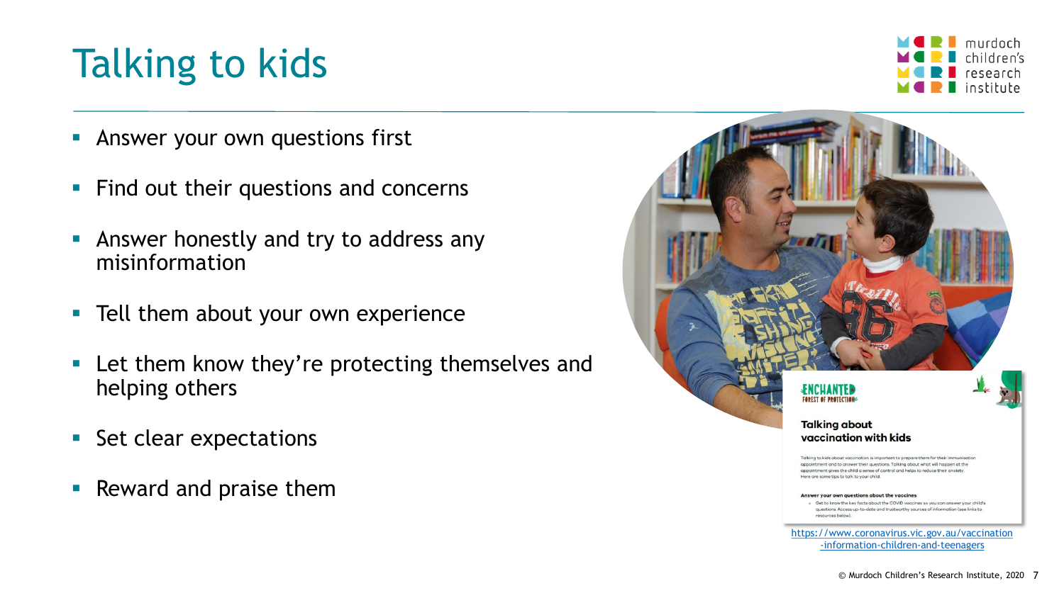# Talking to kids

- Answer your own questions first
- Find out their questions and concerns
- Answer honestly and try to address any misinformation
- Tell them about your own experience
- Let them know they're protecting themselves and helping others
- Set clear expectations
- Reward and praise them

https://www.coronavirus.vic.gov.au/vaccination-information-children-and-teenagers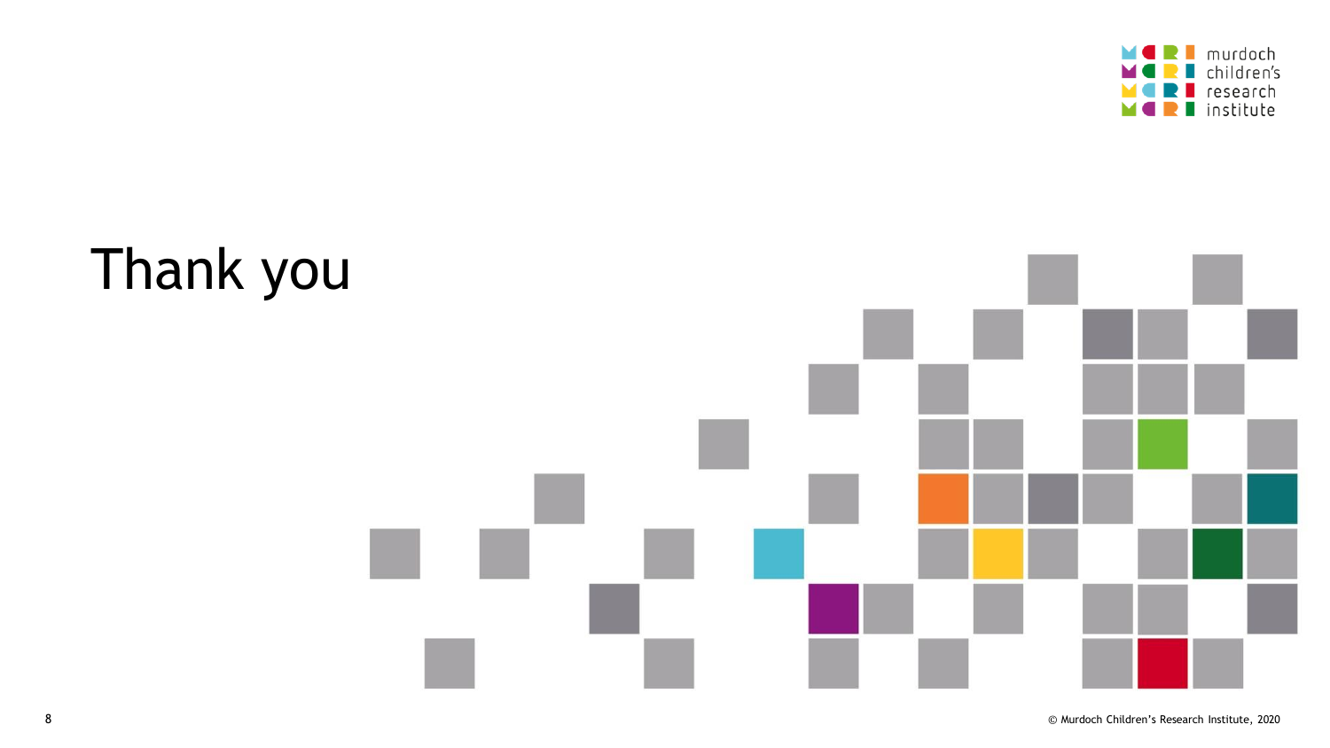# Thank you

© Murdoch Children's Research Institute, 2020